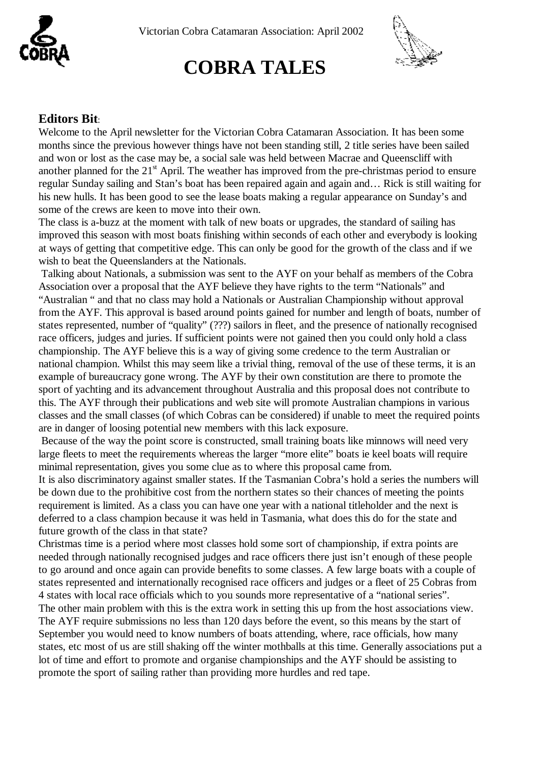Victorian Cobra Catamaran Association: April 2002

# COBRA TALES

## Editors Bit:

Welcome to the April newsletter for the Victorian Cobra Catamaran Association. It has been some months since the previous however things have not been standing still, 2 title series have been sailed and won or lost as the case may be, a social sale was held between Macrae and Queenscliff with another planned for the 21st April. The weather has improved from the pre-christmas period to ensure regular Sunday sailing and Stan's boat has been repaired again and again and… Rick is still waiting for his new hulls. It has been good to see the lease boats making a regular appearance on Sunday's and some of the crews are keen to move into their own.

The class is a-buzz at the moment with talk of new boats or upgrades, the standard of sailing has improved this season with most boats finishing within seconds of each other and everybody is looking at ways of getting that competitive edge. This can only be good for the growth of the class and if we wish to beat the Queenslanders at the Nationals.

Talking about Nationals, a submission was sent to the AYF on your behalf as members of the Cobra Association over a proposal that the AYF believe they have rights to the term "Nationals" and "Australian " and that no class may hold a Nationals or Australian Championship without approval from the AYF. This approval is based around points gained for number and length of boats, number of states represented, number of "quality" (???) sailors in fleet, and the presence of nationally recognised race officers, judges and juries. If sufficient points were not gained then you could only hold a class championship. The AYF believe this is a way of giving some credence to the term Australian or national champion. Whilst this may seem like a trivial thing, removal of the use of these terms, it is an example of bureaucracy gone wrong. The AYF by their own constitution are there to promote the sport of yachting and its advancement throughout Australia and this proposal does not contribute to this. The AYF through their publications and web site will promote Australian champions in various classes and the small classes (of which Cobras can be considered) if unable to meet the required points are in danger of loosing potential new members with this lack exposure.

Because of the way the point score is constructed, small training boats like minnows will need very large fleets to meet the requirements whereas the larger "more elite" boats ie keel boats will require minimal representation, gives you some clue as to where this proposal came from.

It is also discriminatory against smaller states. If the Tasmanian Cobra's hold a series the numbers will be down due to the prohibitive cost from the northern states so their chances of meeting the points requirement is limited. As a class you can have one year with a national titleholder and the next is deferred to a class champion because it was held in Tasmania, what does this do for the state and future growth of the class in that state?

Christmas time is a period where most classes hold some sort of championship, if extra points are needed through nationally recognised judges and race officers there just isn't enough of these people to go around and once again can provide benefits to some classes. A few large boats with a couple of states represented and internationally recognised race officers and judges or a fleet of 25 Cobras from 4 states with local race officials which to you sounds more representative of a "national series".

The other main problem with this is the extra work in setting this up from the host associations view. The AYF require submissions no less than 120 days before the event, so this means by the start of September you would need to know numbers of boats attending, where, race officials, how many states, etc most of us are still shaking off the winter mothballs at this time. Generally associations put a lot of time and effort to promote and organise championships and the AYF should be assisting to promote the sport of sailing rather than providing more hurdles and red tape.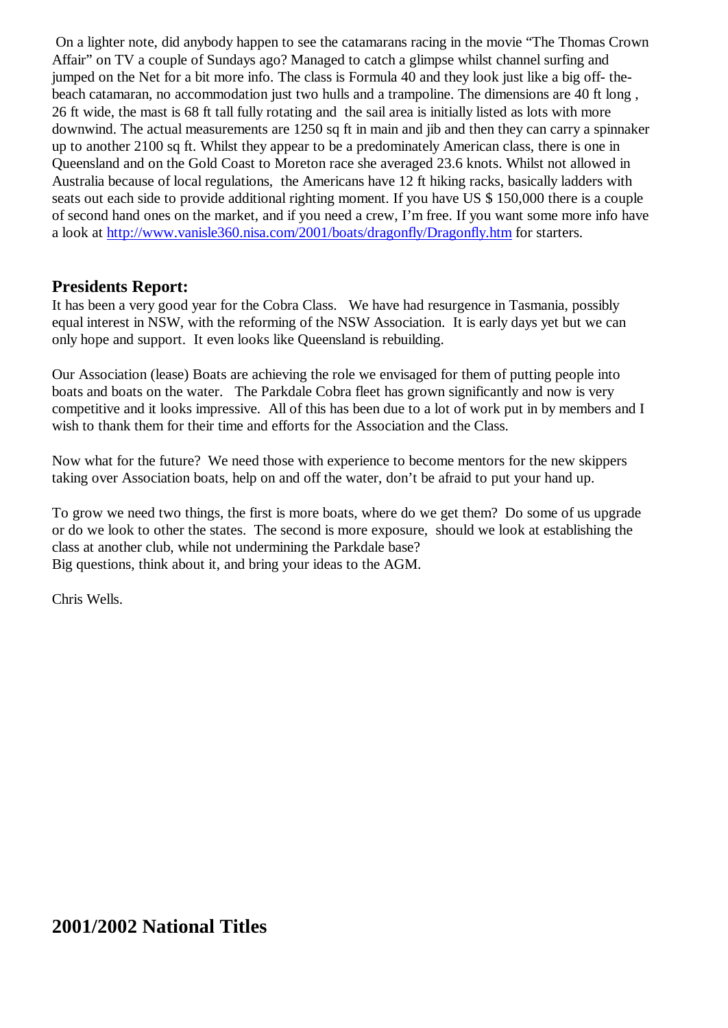On a lighter note, did anybody happen to see the catamarans racing in the movie "The Thomas Crown Affair" on TV a couple of Sundays ago? Managed to catch a glimpse whilst channel surfing and jumped on the Net for a bit more info. The class is Formula 40 and they look just like a big off- the-beach catamaran, no accommodation just two hulls and a trampoline. The dimensions are 40 ft long , 26 ft wide, the mast is 68 ft tall fully rotating and the sail area is initially listed as lots with more downwind. The actual measurements are 1250 sq ft in main and jib and then they can carry a spinnaker up to another 2100 sq ft. Whilst they appear to be a predominately American class, there is one in Queensland and on the Gold Coast to Moreton race she averaged 23.6 knots. Whilst not allowed in Australia because of local regulations, the Americans have 12 ft hiking racks, basically ladders with seats out each side to provide additional righting moment. If you have US $ 150,000 there is a couple of second hand ones on the market, and if you need a crew, I'm free. If you want some more info have a look at http://www.vanisle360.nisa.com/2001/boats/dragonfly/Dragonfly.htm for starters.

## Presidents Report:

It has been a very good year for the Cobra Class. We have had resurgence in Tasmania, possibly equal interest in NSW, with the reforming of the NSW Association. It is early days yet but we can only hope and support. It even looks like Queensland is rebuilding.

Our Association (lease) Boats are achieving the role we envisaged for them of putting people into boats and boats on the water. The Parkdale Cobra fleet has grown significantly and now is very competitive and it looks impressive. All of this has been due to a lot of work put in by members and I wish to thank them for their time and efforts for the Association and the Class.

Now what for the future? We need those with experience to become mentors for the new skippers taking over Association boats, help on and off the water, don't be afraid to put your hand up.

To grow we need two things, the first is more boats, where do we get them? Do some of us upgrade or do we look to other the states. The second is more exposure, should we look at establishing the class at another club, while not undermining the Parkdale base?
Big questions, think about it, and bring your ideas to the AGM.

Chris Wells.

## 2001/2002 National Titles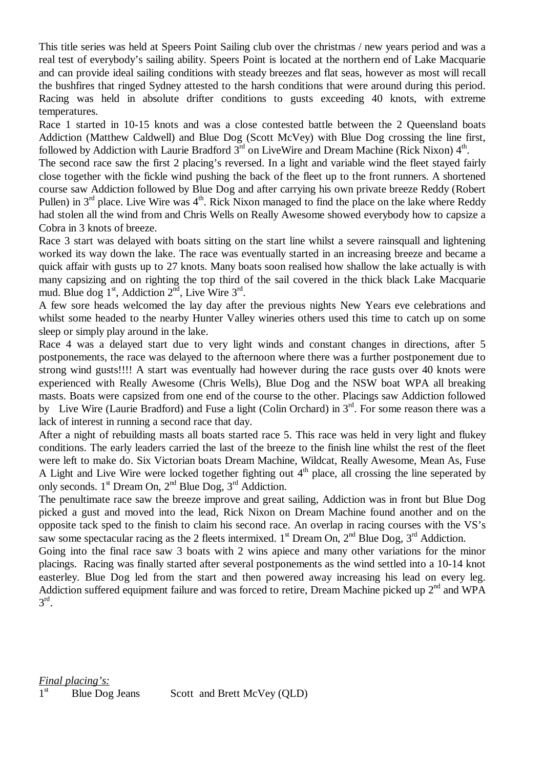This title series was held at Speers Point Sailing club over the christmas / new years period and was a real test of everybody's sailing ability. Speers Point is located at the northern end of Lake Macquarie and can provide ideal sailing conditions with steady breezes and flat seas, however as most will recall the bushfires that ringed Sydney attested to the harsh conditions that were around during this period. Racing was held in absolute drifter conditions to gusts exceeding 40 knots, with extreme temperatures.

Race 1 started in 10-15 knots and was a close contested battle between the 2 Queensland boats Addiction (Matthew Caldwell) and Blue Dog (Scott McVey) with Blue Dog crossing the line first, followed by Addiction with Laurie Bradford 3rd on LiveWire and Dream Machine (Rick Nixon) 4th.

The second race saw the first 2 placing's reversed. In a light and variable wind the fleet stayed fairly close together with the fickle wind pushing the back of the fleet up to the front runners. A shortened course saw Addiction followed by Blue Dog and after carrying his own private breeze Reddy (Robert Pullen) in 3rd place. Live Wire was 4th. Rick Nixon managed to find the place on the lake where Reddy had stolen all the wind from and Chris Wells on Really Awesome showed everybody how to capsize a Cobra in 3 knots of breeze.

Race 3 start was delayed with boats sitting on the start line whilst a severe rainsquall and lightening worked its way down the lake. The race was eventually started in an increasing breeze and became a quick affair with gusts up to 27 knots. Many boats soon realised how shallow the lake actually is with many capsizing and on righting the top third of the sail covered in the thick black Lake Macquarie mud. Blue dog 1st, Addiction 2nd, Live Wire 3rd.

A few sore heads welcomed the lay day after the previous nights New Years eve celebrations and whilst some headed to the nearby Hunter Valley wineries others used this time to catch up on some sleep or simply play around in the lake.

Race 4 was a delayed start due to very light winds and constant changes in directions, after 5 postponements, the race was delayed to the afternoon where there was a further postponement due to strong wind gusts!!!! A start was eventually had however during the race gusts over 40 knots were experienced with Really Awesome (Chris Wells), Blue Dog and the NSW boat WPA all breaking masts. Boats were capsized from one end of the course to the other. Placings saw Addiction followed by Live Wire (Laurie Bradford) and Fuse a light (Colin Orchard) in 3rd. For some reason there was a lack of interest in running a second race that day.

After a night of rebuilding masts all boats started race 5. This race was held in very light and flukey conditions. The early leaders carried the last of the breeze to the finish line whilst the rest of the fleet were left to make do. Six Victorian boats Dream Machine, Wildcat, Really Awesome, Mean As, Fuse A Light and Live Wire were locked together fighting out 4th place, all crossing the line seperated by only seconds. 1st Dream On, 2nd Blue Dog, 3rd Addiction.

The penultimate race saw the breeze improve and great sailing, Addiction was in front but Blue Dog picked a gust and moved into the lead, Rick Nixon on Dream Machine found another and on the opposite tack sped to the finish to claim his second race. An overlap in racing courses with the VS's saw some spectacular racing as the 2 fleets intermixed. 1st Dream On, 2nd Blue Dog, 3rd Addiction.

Going into the final race saw 3 boats with 2 wins apiece and many other variations for the minor placings. Racing was finally started after several postponements as the wind settled into a 10-14 knot easterley. Blue Dog led from the start and then powered away increasing his lead on every leg. Addiction suffered equipment failure and was forced to retire, Dream Machine picked up 2nd and WPA 3rd.

*Final placing's:*

1st Blue Dog Jeans Scott and Brett McVey (QLD)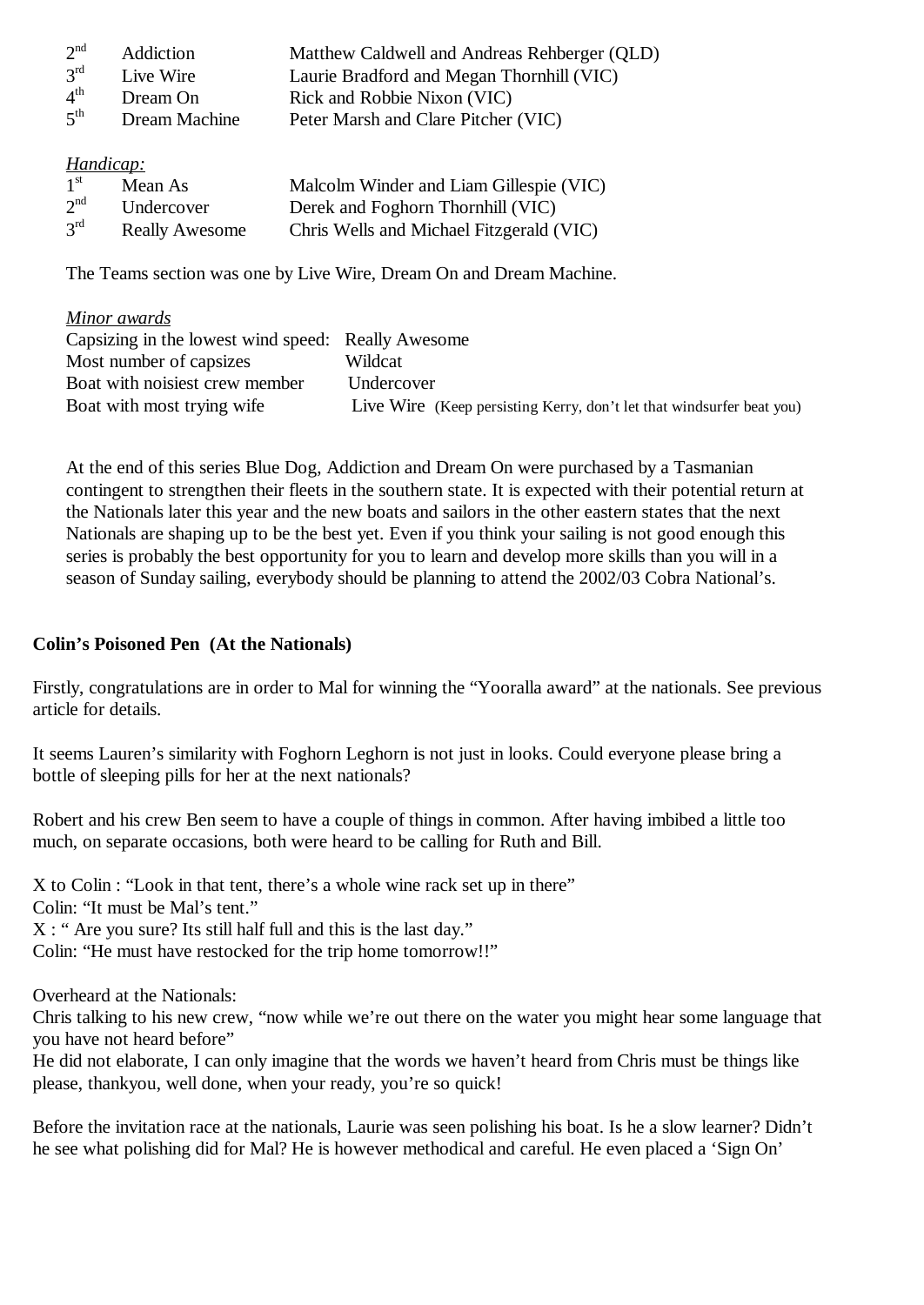| | | |
|---|---|---|
| 2nd | Addiction | Matthew Caldwell and Andreas Rehberger (QLD) |
| 3rd | Live Wire | Laurie Bradford and Megan Thornhill (VIC) |
| 4th | Dream On | Rick and Robbie Nixon (VIC) |
| 5th | Dream Machine | Peter Marsh and Clare Pitcher (VIC) |

*Handicap:*

| | | |
|---|---|---|
| 1st | Mean As | Malcolm Winder and Liam Gillespie (VIC) |
| 2nd | Undercover | Derek and Foghorn Thornhill (VIC) |
| 3rd | Really Awesome | Chris Wells and Michael Fitzgerald (VIC) |

The Teams section was one by Live Wire, Dream On and Dream Machine.

*Minor awards*

| | |
|---|---|
| Capsizing in the lowest wind speed: | Really Awesome |
| Most number of capsizes | Wildcat |
| Boat with noisiest crew member | Undercover |
| Boat with most trying wife | Live Wire (Keep persisting Kerry, don't let that windsurfer beat you) |

At the end of this series Blue Dog, Addiction and Dream On were purchased by a Tasmanian contingent to strengthen their fleets in the southern state. It is expected with their potential return at the Nationals later this year and the new boats and sailors in the other eastern states that the next Nationals are shaping up to be the best yet. Even if you think your sailing is not good enough this series is probably the best opportunity for you to learn and develop more skills than you will in a season of Sunday sailing, everybody should be planning to attend the 2002/03 Cobra National's.

**Colin's Poisoned Pen (At the Nationals)**

Firstly, congratulations are in order to Mal for winning the "Yooralla award" at the nationals. See previous article for details.

It seems Lauren's similarity with Foghorn Leghorn is not just in looks. Could everyone please bring a bottle of sleeping pills for her at the next nationals?

Robert and his crew Ben seem to have a couple of things in common. After having imbibed a little too much, on separate occasions, both were heard to be calling for Ruth and Bill.

X to Colin : "Look in that tent, there's a whole wine rack set up in there"
Colin: "It must be Mal's tent."
X : " Are you sure? Its still half full and this is the last day."
Colin: "He must have restocked for the trip home tomorrow!!"

Overheard at the Nationals:
Chris talking to his new crew, "now while we're out there on the water you might hear some language that you have not heard before"
He did not elaborate, I can only imagine that the words we haven't heard from Chris must be things like please, thankyou, well done, when your ready, you're so quick!

Before the invitation race at the nationals, Laurie was seen polishing his boat. Is he a slow learner? Didn't he see what polishing did for Mal? He is however methodical and careful. He even placed a 'Sign On'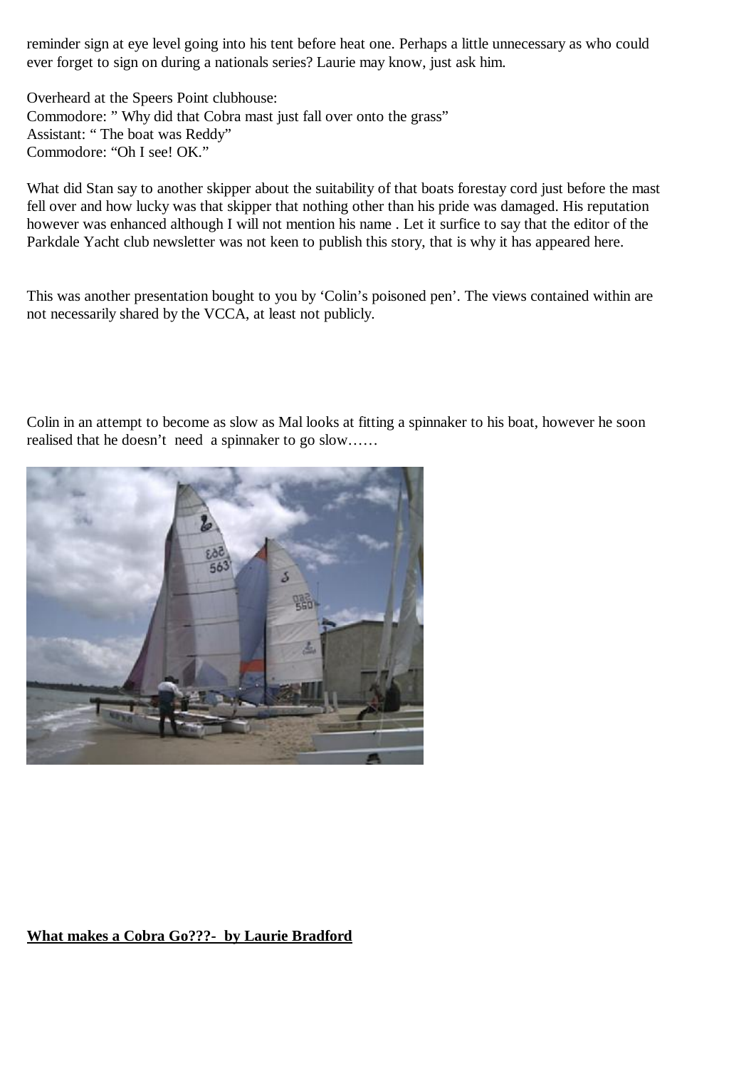reminder sign at eye level going into his tent before heat one. Perhaps a little unnecessary as who could ever forget to sign on during a nationals series? Laurie may know, just ask him.

Overheard at the Speers Point clubhouse:
Commodore: " Why did that Cobra mast just fall over onto the grass"
Assistant: " The boat was Reddy"
Commodore: "Oh I see! OK."

What did Stan say to another skipper about the suitability of that boats forestay cord just before the mast fell over and how lucky was that skipper that nothing other than his pride was damaged. His reputation however was enhanced although I will not mention his name . Let it surfice to say that the editor of the Parkdale Yacht club newsletter was not keen to publish this story, that is why it has appeared here.

This was another presentation bought to you by 'Colin's poisoned pen'. The views contained within are not necessarily shared by the VCCA, at least not publicly.

Colin in an attempt to become as slow as Mal looks at fitting a spinnaker to his boat, however he soon realised that he doesn't need a spinnaker to go slow……

**<u>What makes a Cobra Go???- by Laurie Bradford</u>**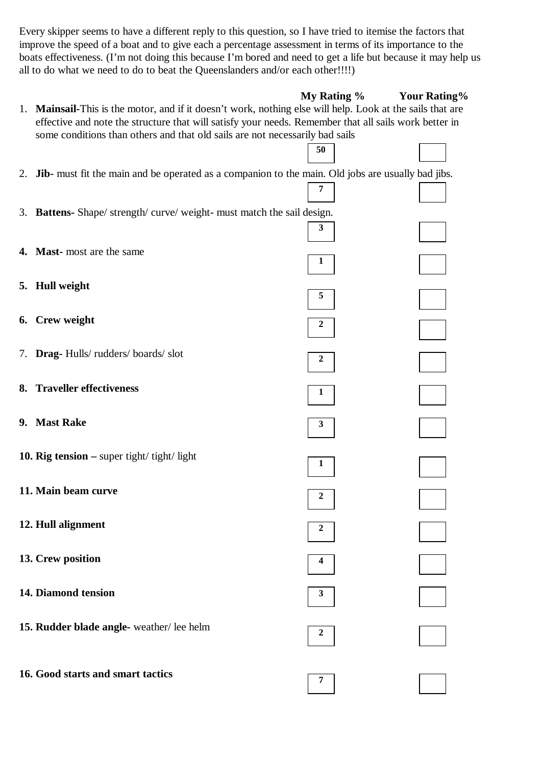Every skipper seems to have a different reply to this question, so I have tried to itemise the factors that improve the speed of a boat and to give each a percentage assessment in terms of its importance to the boats effectiveness. (I'm not doing this because I'm bored and need to get a life but because it may help us all to do what we need to do to beat the Queenslanders and/or each other!!!!)

| Factor | My Rating % | Your Rating% |
|---|---|---|
| 1. **Mainsail-**This is the motor, and if it doesn't work, nothing else will help. Look at the sails that are effective and note the structure that will satisfy your needs. Remember that all sails work better in some conditions than others and that old sails are not necessarily bad sails | 50 | |
| 2. **Jib-** must fit the main and be operated as a companion to the main. Old jobs are usually bad jibs. | 7 | |
| 3. **Battens**- Shape/ strength/ curve/ weight- must match the sail design. | 3 | |
| 4. **Mast**- most are the same | 1 | |
| 5. **Hull weight** | 5 | |
| 6. **Crew weight** | 2 | |
| 7. **Drag-** Hulls/ rudders/ boards/ slot | 2 | |
| 8. **Traveller effectiveness** | 1 | |
| 9. **Mast Rake** | 3 | |
| 10. **Rig tension –** super tight/ tight/ light | 1 | |
| 11. **Main beam curve** | 2 | |
| 12. **Hull alignment** | 2 | |
| 13. **Crew position** | 4 | |
| 14. **Diamond tension** | 3 | |
| 15. **Rudder blade angle-** weather/ lee helm | 2 | |
| 16. **Good starts and smart tactics** | 7 | |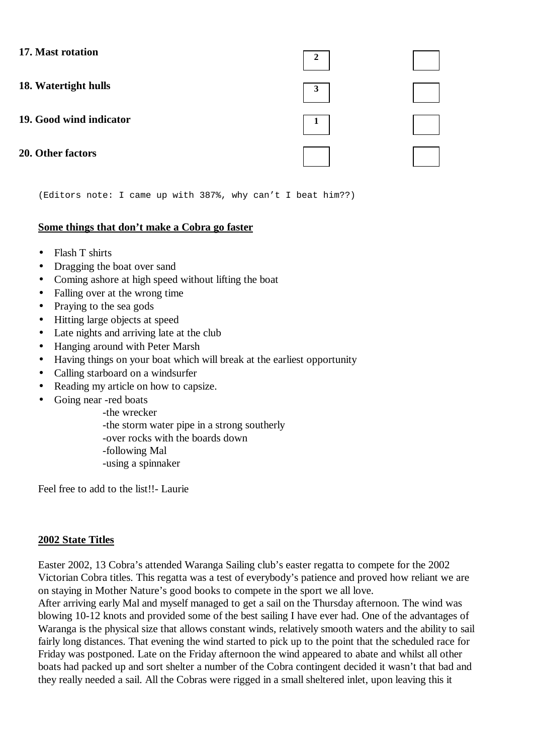| | | |
|---|---|---|
| **17. Mast rotation** | 2 | |
| **18. Watertight hulls** | 3 | |
| **19. Good wind indicator** | 1 | |
| **20. Other factors** | | |

```
(Editors note: I came up with 387%, why can't I beat him??)
```

**Some things that don't make a Cobra go faster**

- Flash T shirts
- Dragging the boat over sand
- Coming ashore at high speed without lifting the boat
- Falling over at the wrong time
- Praying to the sea gods
- Hitting large objects at speed
- Late nights and arriving late at the club
- Hanging around with Peter Marsh
- Having things on your boat which will break at the earliest opportunity
- Calling starboard on a windsurfer
- Reading my article on how to capsize.
- Going near -red boats
  - -the wrecker
  - -the storm water pipe in a strong southerly
  - -over rocks with the boards down
  - -following Mal
  - -using a spinnaker

Feel free to add to the list!!- Laurie

**2002 State Titles**

Easter 2002, 13 Cobra's attended Waranga Sailing club's easter regatta to compete for the 2002 Victorian Cobra titles. This regatta was a test of everybody's patience and proved how reliant we are on staying in Mother Nature's good books to compete in the sport we all love.
After arriving early Mal and myself managed to get a sail on the Thursday afternoon. The wind was blowing 10-12 knots and provided some of the best sailing I have ever had. One of the advantages of Waranga is the physical size that allows constant winds, relatively smooth waters and the ability to sail fairly long distances. That evening the wind started to pick up to the point that the scheduled race for Friday was postponed. Late on the Friday afternoon the wind appeared to abate and whilst all other boats had packed up and sort shelter a number of the Cobra contingent decided it wasn't that bad and they really needed a sail. All the Cobras were rigged in a small sheltered inlet, upon leaving this it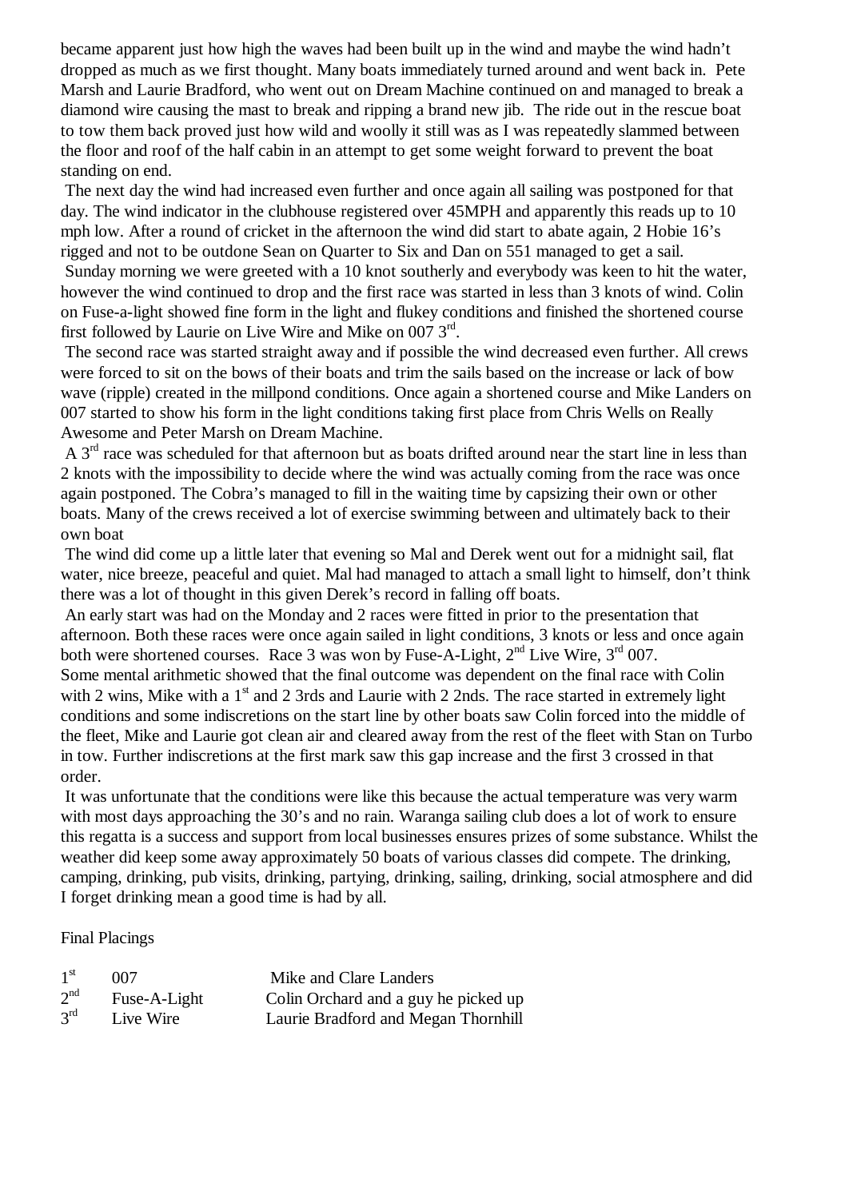became apparent just how high the waves had been built up in the wind and maybe the wind hadn't dropped as much as we first thought. Many boats immediately turned around and went back in. Pete Marsh and Laurie Bradford, who went out on Dream Machine continued on and managed to break a diamond wire causing the mast to break and ripping a brand new jib. The ride out in the rescue boat to tow them back proved just how wild and woolly it still was as I was repeatedly slammed between the floor and roof of the half cabin in an attempt to get some weight forward to prevent the boat standing on end.

The next day the wind had increased even further and once again all sailing was postponed for that day. The wind indicator in the clubhouse registered over 45MPH and apparently this reads up to 10 mph low. After a round of cricket in the afternoon the wind did start to abate again, 2 Hobie 16's rigged and not to be outdone Sean on Quarter to Six and Dan on 551 managed to get a sail.

Sunday morning we were greeted with a 10 knot southerly and everybody was keen to hit the water, however the wind continued to drop and the first race was started in less than 3 knots of wind. Colin on Fuse-a-light showed fine form in the light and flukey conditions and finished the shortened course first followed by Laurie on Live Wire and Mike on 007 3rd.

The second race was started straight away and if possible the wind decreased even further. All crews were forced to sit on the bows of their boats and trim the sails based on the increase or lack of bow wave (ripple) created in the millpond conditions. Once again a shortened course and Mike Landers on 007 started to show his form in the light conditions taking first place from Chris Wells on Really Awesome and Peter Marsh on Dream Machine.

A 3rd race was scheduled for that afternoon but as boats drifted around near the start line in less than 2 knots with the impossibility to decide where the wind was actually coming from the race was once again postponed. The Cobra's managed to fill in the waiting time by capsizing their own or other boats. Many of the crews received a lot of exercise swimming between and ultimately back to their own boat

The wind did come up a little later that evening so Mal and Derek went out for a midnight sail, flat water, nice breeze, peaceful and quiet. Mal had managed to attach a small light to himself, don't think there was a lot of thought in this given Derek's record in falling off boats.

An early start was had on the Monday and 2 races were fitted in prior to the presentation that afternoon. Both these races were once again sailed in light conditions, 3 knots or less and once again both were shortened courses. Race 3 was won by Fuse-A-Light, 2nd Live Wire, 3rd 007.
Some mental arithmetic showed that the final outcome was dependent on the final race with Colin with 2 wins, Mike with a 1st and 2 3rds and Laurie with 2 2nds. The race started in extremely light conditions and some indiscretions on the start line by other boats saw Colin forced into the middle of the fleet, Mike and Laurie got clean air and cleared away from the rest of the fleet with Stan on Turbo in tow. Further indiscretions at the first mark saw this gap increase and the first 3 crossed in that order.

It was unfortunate that the conditions were like this because the actual temperature was very warm with most days approaching the 30's and no rain. Waranga sailing club does a lot of work to ensure this regatta is a success and support from local businesses ensures prizes of some substance. Whilst the weather did keep some away approximately 50 boats of various classes did compete. The drinking, camping, drinking, pub visits, drinking, partying, drinking, sailing, drinking, social atmosphere and did I forget drinking mean a good time is had by all.

Final Placings

| | | |
|---|---|---|
| 1st | 007 | Mike and Clare Landers |
| 2nd | Fuse-A-Light | Colin Orchard and a guy he picked up |
| 3rd | Live Wire | Laurie Bradford and Megan Thornhill |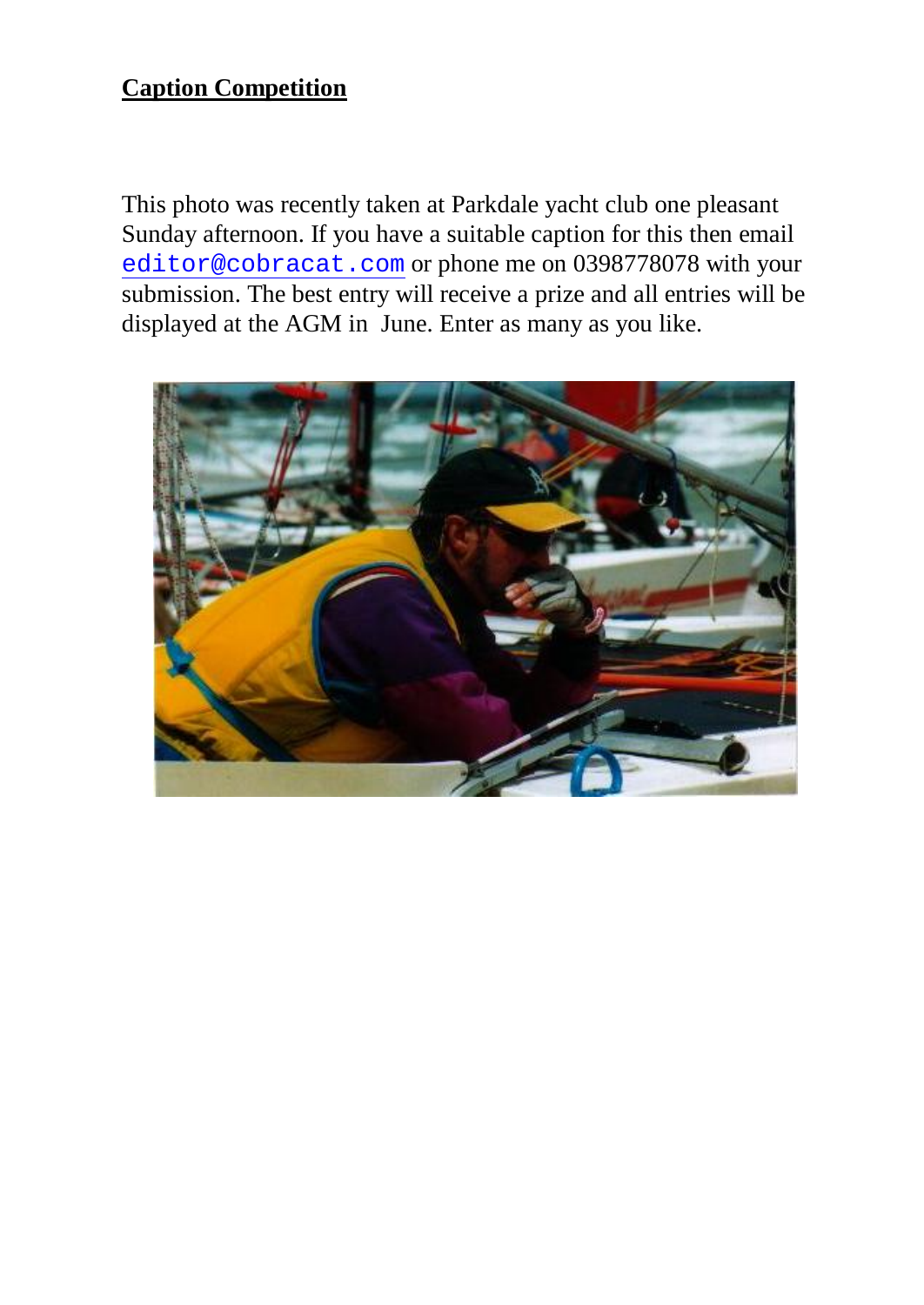**Caption Competition**

This photo was recently taken at Parkdale yacht club one pleasant Sunday afternoon. If you have a suitable caption for this then email editor@cobracat.com or phone me on 0398778078 with your submission. The best entry will receive a prize and all entries will be displayed at the AGM in June. Enter as many as you like.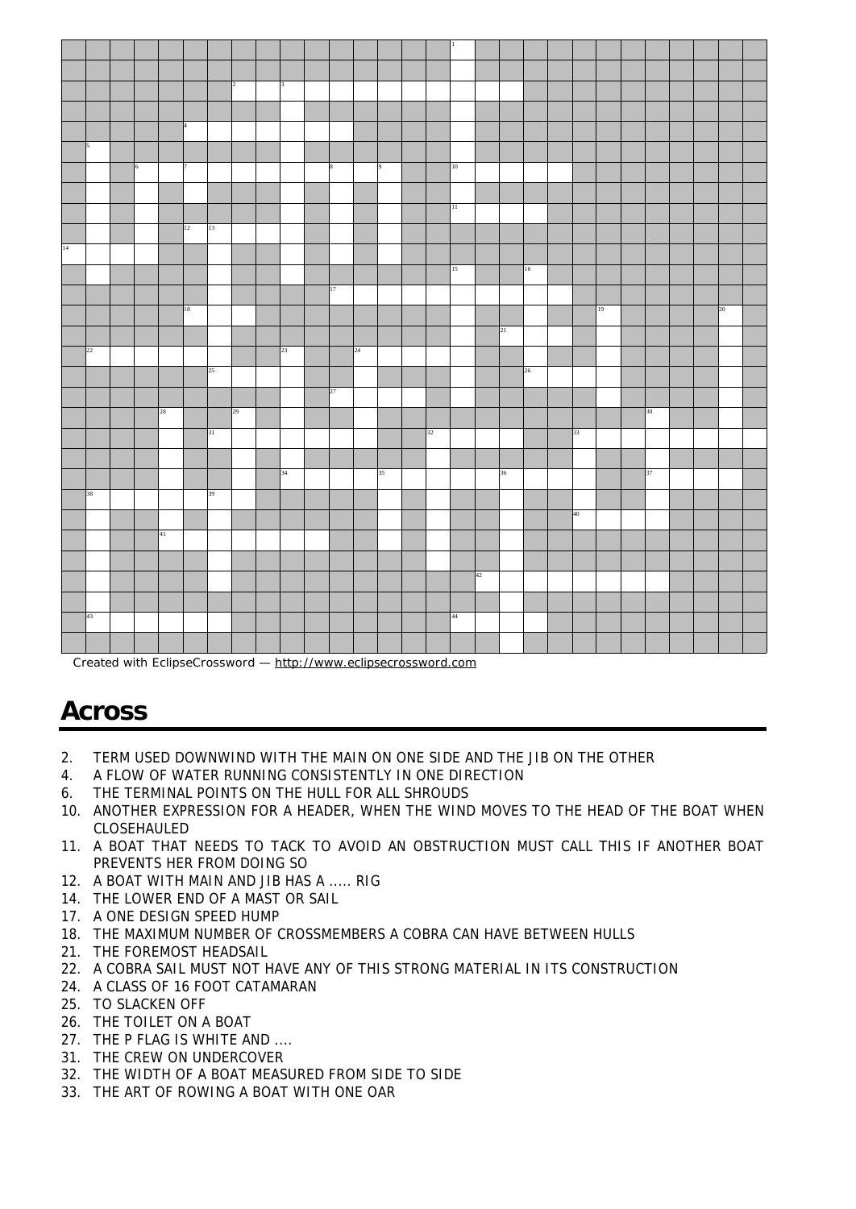Created with EclipseCrossword — http://www.eclipsecrossword.com

## Across

2. TERM USED DOWNWIND WITH THE MAIN ON ONE SIDE AND THE JIB ON THE OTHER
4. A FLOW OF WATER RUNNING CONSISTENTLY IN ONE DIRECTION
6. THE TERMINAL POINTS ON THE HULL FOR ALL SHROUDS
10. ANOTHER EXPRESSION FOR A HEADER, WHEN THE WIND MOVES TO THE HEAD OF THE BOAT WHEN CLOSEHAULED
11. A BOAT THAT NEEDS TO TACK TO AVOID AN OBSTRUCTION MUST CALL THIS IF ANOTHER BOAT PREVENTS HER FROM DOING SO
12. A BOAT WITH MAIN AND JIB HAS A ..... RIG
14. THE LOWER END OF A MAST OR SAIL
17. A ONE DESIGN SPEED HUMP
18. THE MAXIMUM NUMBER OF CROSSMEMBERS A COBRA CAN HAVE BETWEEN HULLS
21. THE FOREMOST HEADSAIL
22. A COBRA SAIL MUST NOT HAVE ANY OF THIS STRONG MATERIAL IN ITS CONSTRUCTION
24. A CLASS OF 16 FOOT CATAMARAN
25. TO SLACKEN OFF
26. THE TOILET ON A BOAT
27. THE P FLAG IS WHITE AND ....
31. THE CREW ON UNDERCOVER
32. THE WIDTH OF A BOAT MEASURED FROM SIDE TO SIDE
33. THE ART OF ROWING A BOAT WITH ONE OAR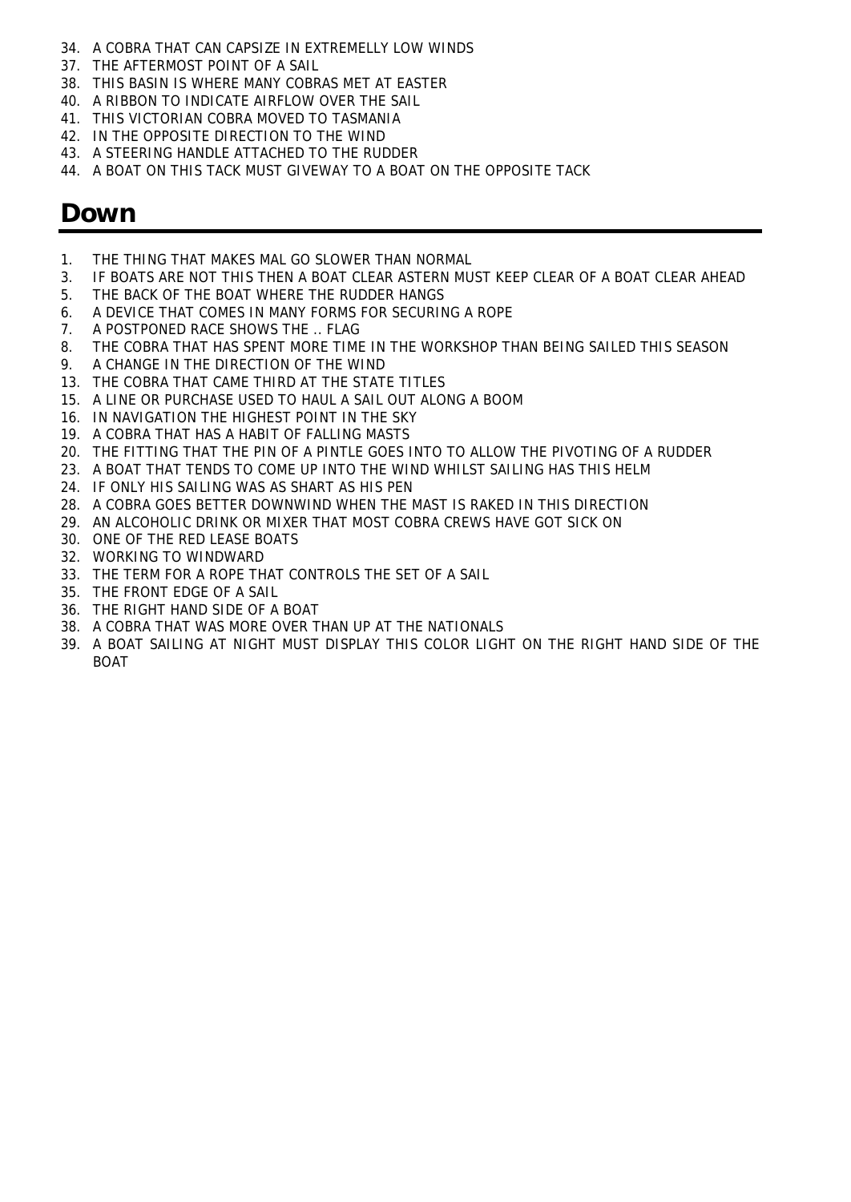34. A COBRA THAT CAN CAPSIZE IN EXTREMELLY LOW WINDS
37. THE AFTERMOST POINT OF A SAIL
38. THIS BASIN IS WHERE MANY COBRAS MET AT EASTER
40. A RIBBON TO INDICATE AIRFLOW OVER THE SAIL
41. THIS VICTORIAN COBRA MOVED TO TASMANIA
42. IN THE OPPOSITE DIRECTION TO THE WIND
43. A STEERING HANDLE ATTACHED TO THE RUDDER
44. A BOAT ON THIS TACK MUST GIVEWAY TO A BOAT ON THE OPPOSITE TACK

## Down

1. THE THING THAT MAKES MAL GO SLOWER THAN NORMAL
3. IF BOATS ARE NOT THIS THEN A BOAT CLEAR ASTERN MUST KEEP CLEAR OF A BOAT CLEAR AHEAD
5. THE BACK OF THE BOAT WHERE THE RUDDER HANGS
6. A DEVICE THAT COMES IN MANY FORMS FOR SECURING A ROPE
7. A POSTPONED RACE SHOWS THE .. FLAG
8. THE COBRA THAT HAS SPENT MORE TIME IN THE WORKSHOP THAN BEING SAILED THIS SEASON
9. A CHANGE IN THE DIRECTION OF THE WIND
13. THE COBRA THAT CAME THIRD AT THE STATE TITLES
15. A LINE OR PURCHASE USED TO HAUL A SAIL OUT ALONG A BOOM
16. IN NAVIGATION THE HIGHEST POINT IN THE SKY
19. A COBRA THAT HAS A HABIT OF FALLING MASTS
20. THE FITTING THAT THE PIN OF A PINTLE GOES INTO TO ALLOW THE PIVOTING OF A RUDDER
23. A BOAT THAT TENDS TO COME UP INTO THE WIND WHILST SAILING HAS THIS HELM
24. IF ONLY HIS SAILING WAS AS SHART AS HIS PEN
28. A COBRA GOES BETTER DOWNWIND WHEN THE MAST IS RAKED IN THIS DIRECTION
29. AN ALCOHOLIC DRINK OR MIXER THAT MOST COBRA CREWS HAVE GOT SICK ON
30. ONE OF THE RED LEASE BOATS
32. WORKING TO WINDWARD
33. THE TERM FOR A ROPE THAT CONTROLS THE SET OF A SAIL
35. THE FRONT EDGE OF A SAIL
36. THE RIGHT HAND SIDE OF A BOAT
38. A COBRA THAT WAS MORE OVER THAN UP AT THE NATIONALS
39. A BOAT SAILING AT NIGHT MUST DISPLAY THIS COLOR LIGHT ON THE RIGHT HAND SIDE OF THE BOAT